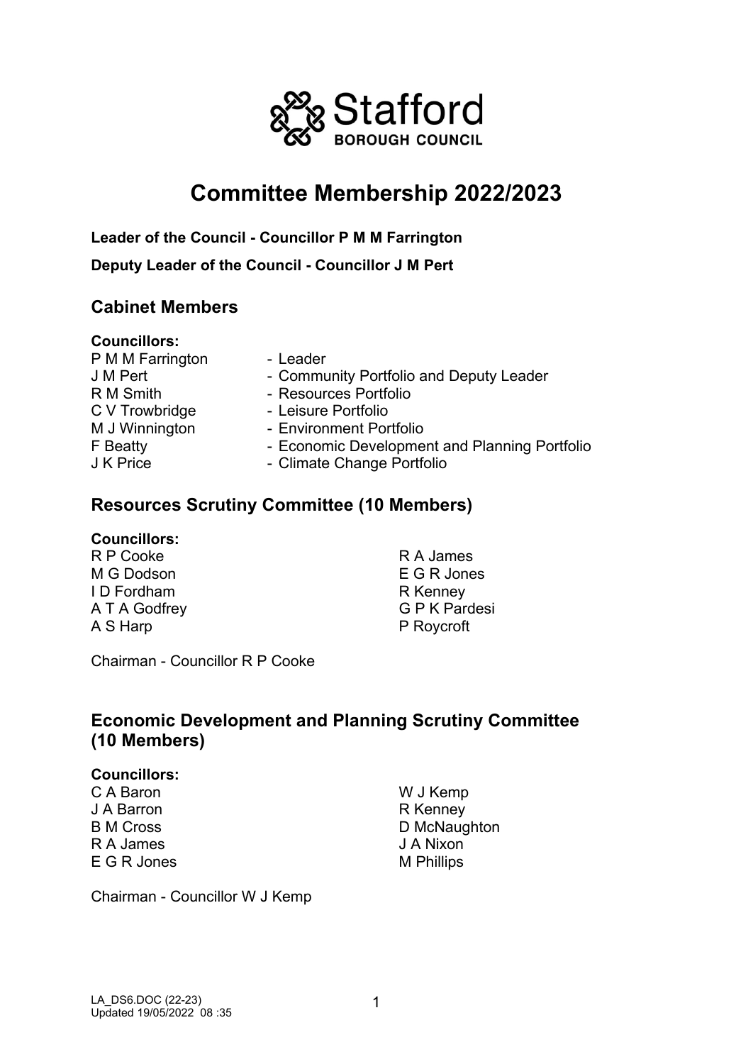Stafford
BOROUGH COUNCIL

# Committee Membership 2022/2023

**Leader of the Council - Councillor P M M Farrington**

**Deputy Leader of the Council - Councillor J M Pert**

## Cabinet Members

**Councillors:**

| | |
|---|---|
| P M M Farrington | - Leader |
| J M Pert | - Community Portfolio and Deputy Leader |
| R M Smith | - Resources Portfolio |
| C V Trowbridge | - Leisure Portfolio |
| M J Winnington | - Environment Portfolio |
| F Beatty | - Economic Development and Planning Portfolio |
| J K Price | - Climate Change Portfolio |

## Resources Scrutiny Committee (10 Members)

**Councillors:**

R P Cooke
M G Dodson
I D Fordham
A T A Godfrey
A S Harp
R A James
E G R Jones
R Kenney
G P K Pardesi
P Roycroft

Chairman - Councillor R P Cooke

## Economic Development and Planning Scrutiny Committee (10 Members)

**Councillors:**

C A Baron
J A Barron
B M Cross
R A James
E G R Jones
W J Kemp
R Kenney
D McNaughton
J A Nixon
M Phillips

Chairman - Councillor W J Kemp

LA_DS6.DOC (22-23)
Updated 19/05/2022 08 :35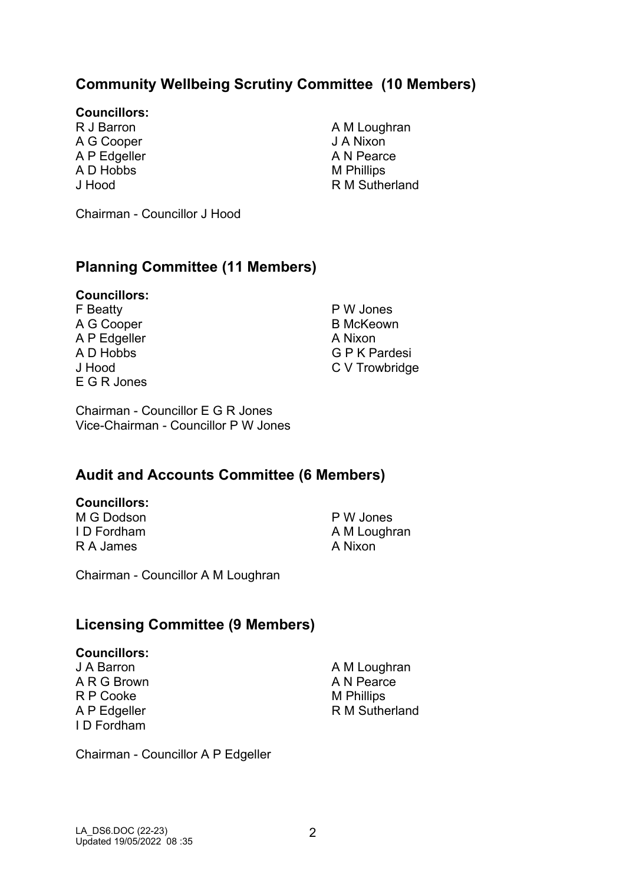## Community Wellbeing Scrutiny Committee (10 Members)

**Councillors:**

R J Barron
A G Cooper
A P Edgeller
A D Hobbs
J Hood
A M Loughran
J A Nixon
A N Pearce
M Phillips
R M Sutherland

Chairman - Councillor J Hood

## Planning Committee (11 Members)

**Councillors:**

F Beatty
A G Cooper
A P Edgeller
A D Hobbs
J Hood
E G R Jones
P W Jones
B McKeown
A Nixon
G P K Pardesi
C V Trowbridge

Chairman - Councillor E G R Jones
Vice-Chairman - Councillor P W Jones

## Audit and Accounts Committee (6 Members)

**Councillors:**

M G Dodson
I D Fordham
R A James
P W Jones
A M Loughran
A Nixon

Chairman - Councillor A M Loughran

## Licensing Committee (9 Members)

**Councillors:**

J A Barron
A R G Brown
R P Cooke
A P Edgeller
I D Fordham
A M Loughran
A N Pearce
M Phillips
R M Sutherland

Chairman - Councillor A P Edgeller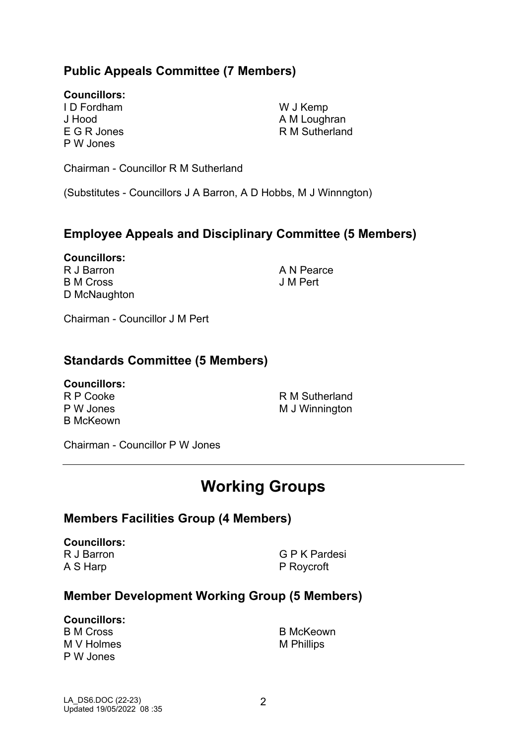## Public Appeals Committee (7 Members)

**Councillors:**

I D Fordham
J Hood
E G R Jones
P W Jones
W J Kemp
A M Loughran
R M Sutherland

Chairman - Councillor R M Sutherland

(Substitutes - Councillors J A Barron, A D Hobbs, M J Winnngton)

## Employee Appeals and Disciplinary Committee (5 Members)

**Councillors:**

R J Barron
B M Cross
D McNaughton
A N Pearce
J M Pert

Chairman - Councillor J M Pert

## Standards Committee (5 Members)

**Councillors:**

R P Cooke
P W Jones
B McKeown
R M Sutherland
M J Winnington

Chairman - Councillor P W Jones

---

# Working Groups

## Members Facilities Group (4 Members)

**Councillors:**

R J Barron
A S Harp
G P K Pardesi
P Roycroft

## Member Development Working Group (5 Members)

**Councillors:**

B M Cross
M V Holmes
P W Jones
B McKeown
M Phillips